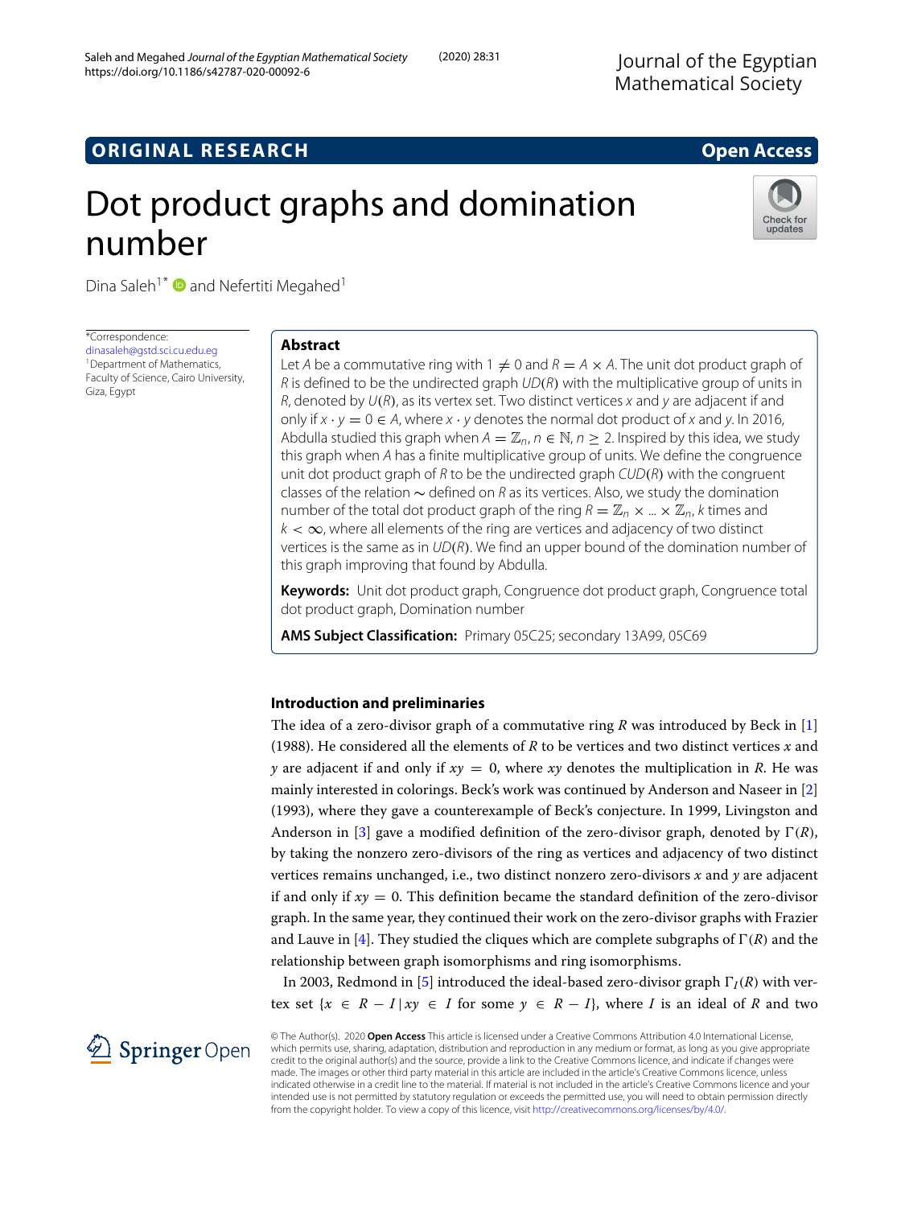ORIGINAL RESEARCH

Open Access

# Dot product graphs and domination number

Dina Saleh[1*] and Nefertiti Megahed[1]

*Correspondence: dinasaleh@gstd.sci.cu.edu.eg
[1]Department of Mathematics, Faculty of Science, Cairo University, Giza, Egypt

## Abstract

Let $A$ be a commutative ring with $1 \neq 0$ and $R = A \times A$. The unit dot product graph of $R$ is defined to be the undirected graph $UD(R)$ with the multiplicative group of units in $R$, denoted by $U(R)$, as its vertex set. Two distinct vertices $x$ and $y$ are adjacent if and only if $x \cdot y = 0 \in A$, where $x \cdot y$ denotes the normal dot product of $x$ and $y$. In 2016, Abdulla studied this graph when $A = \mathbb{Z}_n, n \in \mathbb{N}, n \geq 2$. Inspired by this idea, we study this graph when $A$ has a finite multiplicative group of units. We define the congruence unit dot product graph of $R$ to be the undirected graph $CUD(R)$ with the congruent classes of the relation $\sim$ defined on $R$ as its vertices. Also, we study the domination number of the total dot product graph of the ring $R = \mathbb{Z}_n \times ... \times \mathbb{Z}_n$, $k$ times and $k < \infty$, where all elements of the ring are vertices and adjacency of two distinct vertices is the same as in $UD(R)$. We find an upper bound of the domination number of this graph improving that found by Abdulla.

**Keywords:** Unit dot product graph, Congruence dot product graph, Congruence total dot product graph, Domination number

**AMS Subject Classification:** Primary 05C25; secondary 13A99, 05C69

## Introduction and preliminaries

The idea of a zero-divisor graph of a commutative ring $R$ was introduced by Beck in [1] (1988). He considered all the elements of $R$ to be vertices and two distinct vertices $x$ and $y$ are adjacent if and only if $xy = 0$, where $xy$ denotes the multiplication in $R$. He was mainly interested in colorings. Beck's work was continued by Anderson and Naseer in [2] (1993), where they gave a counterexample of Beck's conjecture. In 1999, Livingston and Anderson in [3] gave a modified definition of the zero-divisor graph, denoted by $\Gamma(R)$, by taking the nonzero zero-divisors of the ring as vertices and adjacency of two distinct vertices remains unchanged, i.e., two distinct nonzero zero-divisors $x$ and $y$ are adjacent if and only if $xy = 0$. This definition became the standard definition of the zero-divisor graph. In the same year, they continued their work on the zero-divisor graphs with Frazier and Lauve in [4]. They studied the cliques which are complete subgraphs of $\Gamma(R)$ and the relationship between graph isomorphisms and ring isomorphisms.

In 2003, Redmond in [5] introduced the ideal-based zero-divisor graph $\Gamma_I(R)$ with vertex set $\{x \in R - I \,|\, xy \in I$ for some $y \in R - I\}$, where $I$ is an ideal of $R$ and two

© The Author(s). 2020 **Open Access** This article is licensed under a Creative Commons Attribution 4.0 International License, which permits use, sharing, adaptation, distribution and reproduction in any medium or format, as long as you give appropriate credit to the original author(s) and the source, provide a link to the Creative Commons licence, and indicate if changes were made. The images or other third party material in this article are included in the article's Creative Commons licence, unless indicated otherwise in a credit line to the material. If material is not included in the article's Creative Commons licence and your intended use is not permitted by statutory regulation or exceeds the permitted use, you will need to obtain permission directly from the copyright holder. To view a copy of this licence, visit http://creativecommons.org/licenses/by/4.0/.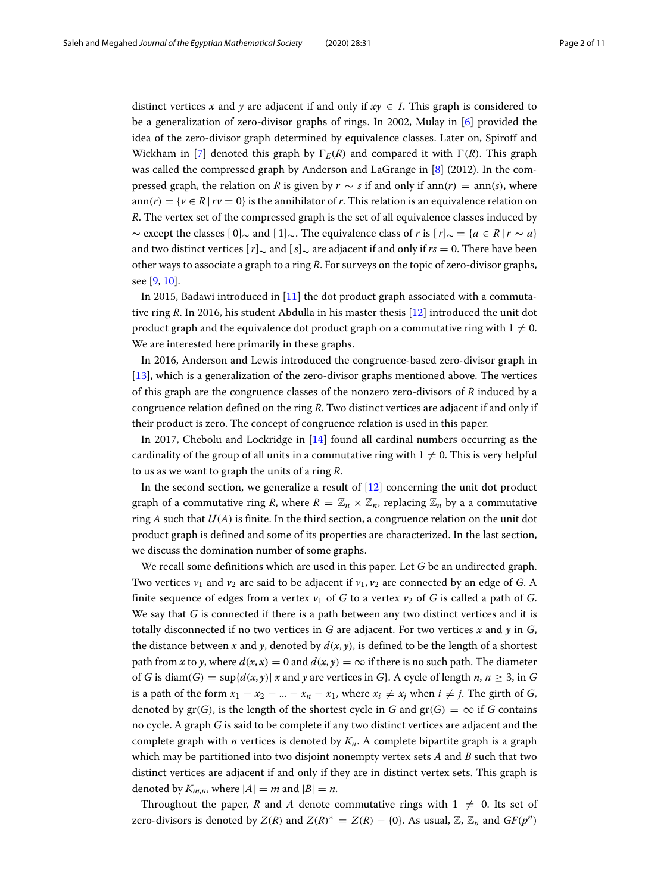distinct vertices $x$ and $y$ are adjacent if and only if $xy \in I$. This graph is considered to be a generalization of zero-divisor graphs of rings. In 2002, Mulay in [6] provided the idea of the zero-divisor graph determined by equivalence classes. Later on, Spiroff and Wickham in [7] denoted this graph by $\Gamma_E(R)$ and compared it with $\Gamma(R)$. This graph was called the compressed graph by Anderson and LaGrange in [8] (2012). In the compressed graph, the relation on $R$ is given by $r \sim s$ if and only if $\text{ann}(r) = \text{ann}(s)$, where $\text{ann}(r) = \{v \in R \mid rv = 0\}$ is the annihilator of $r$. This relation is an equivalence relation on $R$. The vertex set of the compressed graph is the set of all equivalence classes induced by $\sim$ except the classes $[0]_\sim$ and $[1]_\sim$. The equivalence class of $r$ is $[r]_\sim = \{a \in R \mid r \sim a\}$ and two distinct vertices $[r]_\sim$ and $[s]_\sim$ are adjacent if and only if $rs = 0$. There have been other ways to associate a graph to a ring $R$. For surveys on the topic of zero-divisor graphs, see [9, 10].

In 2015, Badawi introduced in [11] the dot product graph associated with a commutative ring $R$. In 2016, his student Abdulla in his master thesis [12] introduced the unit dot product graph and the equivalence dot product graph on a commutative ring with $1 \neq 0$. We are interested here primarily in these graphs.

In 2016, Anderson and Lewis introduced the congruence-based zero-divisor graph in [13], which is a generalization of the zero-divisor graphs mentioned above. The vertices of this graph are the congruence classes of the nonzero zero-divisors of $R$ induced by a congruence relation defined on the ring $R$. Two distinct vertices are adjacent if and only if their product is zero. The concept of congruence relation is used in this paper.

In 2017, Chebolu and Lockridge in [14] found all cardinal numbers occurring as the cardinality of the group of all units in a commutative ring with $1 \neq 0$. This is very helpful to us as we want to graph the units of a ring $R$.

In the second section, we generalize a result of [12] concerning the unit dot product graph of a commutative ring $R$, where $R = \mathbb{Z}_n \times \mathbb{Z}_n$, replacing $\mathbb{Z}_n$ by a a commutative ring $A$ such that $U(A)$ is finite. In the third section, a congruence relation on the unit dot product graph is defined and some of its properties are characterized. In the last section, we discuss the domination number of some graphs.

We recall some definitions which are used in this paper. Let $G$ be an undirected graph. Two vertices $v_1$ and $v_2$ are said to be adjacent if $v_1, v_2$ are connected by an edge of $G$. A finite sequence of edges from a vertex $v_1$ of $G$ to a vertex $v_2$ of $G$ is called a path of $G$. We say that $G$ is connected if there is a path between any two distinct vertices and it is totally disconnected if no two vertices in $G$ are adjacent. For two vertices $x$ and $y$ in $G$, the distance between $x$ and $y$, denoted by $d(x, y)$, is defined to be the length of a shortest path from $x$ to $y$, where $d(x, x) = 0$ and $d(x, y) = \infty$ if there is no such path. The diameter of $G$ is $\text{diam}(G) = \sup\{d(x, y) \mid x \text{ and } y \text{ are vertices in } G\}$. A cycle of length $n$, $n \geq 3$, in $G$ is a path of the form $x_1 - x_2 - ... - x_n - x_1$, where $x_i \neq x_j$ when $i \neq j$. The girth of $G$, denoted by $\text{gr}(G)$, is the length of the shortest cycle in $G$ and $\text{gr}(G) = \infty$ if $G$ contains no cycle. A graph $G$ is said to be complete if any two distinct vertices are adjacent and the complete graph with $n$ vertices is denoted by $K_n$. A complete bipartite graph is a graph which may be partitioned into two disjoint nonempty vertex sets $A$ and $B$ such that two distinct vertices are adjacent if and only if they are in distinct vertex sets. This graph is denoted by $K_{m,n}$, where $|A| = m$ and $|B| = n$.

Throughout the paper, $R$ and $A$ denote commutative rings with $1 \neq 0$. Its set of zero-divisors is denoted by $Z(R)$ and $Z(R)^* = Z(R) - \{0\}$. As usual, $\mathbb{Z}$, $\mathbb{Z}_n$ and $GF(p^n)$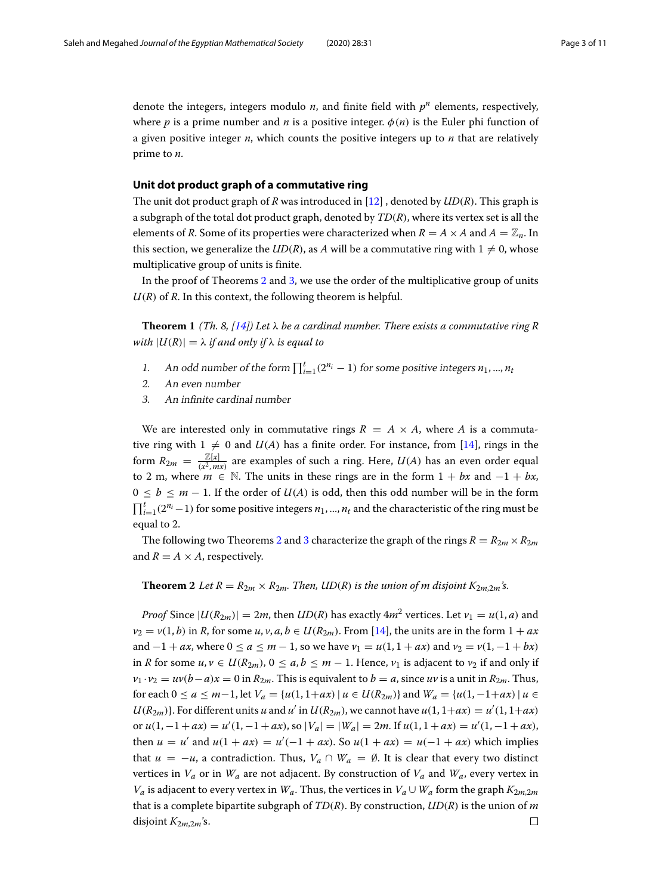denote the integers, integers modulo $n$, and finite field with $p^n$ elements, respectively, where $p$ is a prime number and $n$ is a positive integer. $\phi(n)$ is the Euler phi function of a given positive integer $n$, which counts the positive integers up to $n$ that are relatively prime to $n$.

### Unit dot product graph of a commutative ring

The unit dot product graph of $R$ was introduced in [12] , denoted by $UD(R)$. This graph is a subgraph of the total dot product graph, denoted by $TD(R)$, where its vertex set is all the elements of $R$. Some of its properties were characterized when $R = A \times A$ and $A = \mathbb{Z}_n$. In this section, we generalize the $UD(R)$, as $A$ will be a commutative ring with $1 \neq 0$, whose multiplicative group of units is finite.

In the proof of Theorems 2 and 3, we use the order of the multiplicative group of units $U(R)$ of $R$. In this context, the following theorem is helpful.

**Theorem 1** *(Th. 8, [14]) Let $\lambda$ be a cardinal number. There exists a commutative ring $R$ with $|U(R)| = \lambda$ if and only if $\lambda$ is equal to*

1. *An odd number of the form $\prod_{i=1}^{t}(2^{n_i} - 1)$ for some positive integers $n_1, ..., n_t$*
2. *An even number*
3. *An infinite cardinal number*

We are interested only in commutative rings $R = A \times A$, where $A$ is a commutative ring with $1 \neq 0$ and $U(A)$ has a finite order. For instance, from [14], rings in the form $R_{2m} = \frac{\mathbb{Z}[x]}{(x^2, mx)}$ are examples of such a ring. Here, $U(A)$ has an even order equal to 2 m, where $m \in \mathbb{N}$. The units in these rings are in the form $1 + bx$ and $-1 + bx$, $0 \leq b \leq m - 1$. If the order of $U(A)$ is odd, then this odd number will be in the form $\prod_{i=1}^{t}(2^{n_i} - 1)$ for some positive integers $n_1, ..., n_t$ and the characteristic of the ring must be equal to 2.

The following two Theorems 2 and 3 characterize the graph of the rings $R = R_{2m} \times R_{2m}$ and $R = A \times A$, respectively.

**Theorem 2** *Let $R = R_{2m} \times R_{2m}$. Then, $UD(R)$ is the union of $m$ disjoint $K_{2m,2m}$'s.*

*Proof* Since $|U(R_{2m})| = 2m$, then $UD(R)$ has exactly $4m^2$ vertices. Let $v_1 = u(1, a)$ and $v_2 = v(1, b)$ in $R$, for some $u, v, a, b \in U(R_{2m})$. From [14], the units are in the form $1 + ax$ and $-1 + ax$, where $0 \leq a \leq m - 1$, so we have $v_1 = u(1, 1 + ax)$ and $v_2 = v(1, -1 + bx)$ in $R$ for some $u, v \in U(R_{2m})$, $0 \leq a, b \leq m - 1$. Hence, $v_1$ is adjacent to $v_2$ if and only if $v_1 \cdot v_2 = uv(b - a)x = 0$ in $R_{2m}$. This is equivalent to $b = a$, since $uv$ is a unit in $R_{2m}$. Thus, for each $0 \leq a \leq m-1$, let $V_a = \{u(1, 1+ax) \mid u \in U(R_{2m})\}$ and $W_a = \{u(1, -1+ax) \mid u \in U(R_{2m})\}$. For different units $u$ and $u'$ in $U(R_{2m})$, we cannot have $u(1, 1+ax) = u'(1, 1+ax)$ or $u(1, -1 + ax) = u'(1, -1 + ax)$, so $|V_a| = |W_a| = 2m$. If $u(1, 1 + ax) = u'(1, -1 + ax)$, then $u = u'$ and $u(1 + ax) = u'(-1 + ax)$. So $u(1 + ax) = u(-1 + ax)$ which implies that $u = -u$, a contradiction. Thus, $V_a \cap W_a = \emptyset$. It is clear that every two distinct vertices in $V_a$ or in $W_a$ are not adjacent. By construction of $V_a$ and $W_a$, every vertex in $V_a$ is adjacent to every vertex in $W_a$. Thus, the vertices in $V_a \cup W_a$ form the graph $K_{2m,2m}$ that is a complete bipartite subgraph of $TD(R)$. By construction, $UD(R)$ is the union of $m$ disjoint $K_{2m,2m}$'s. $\square$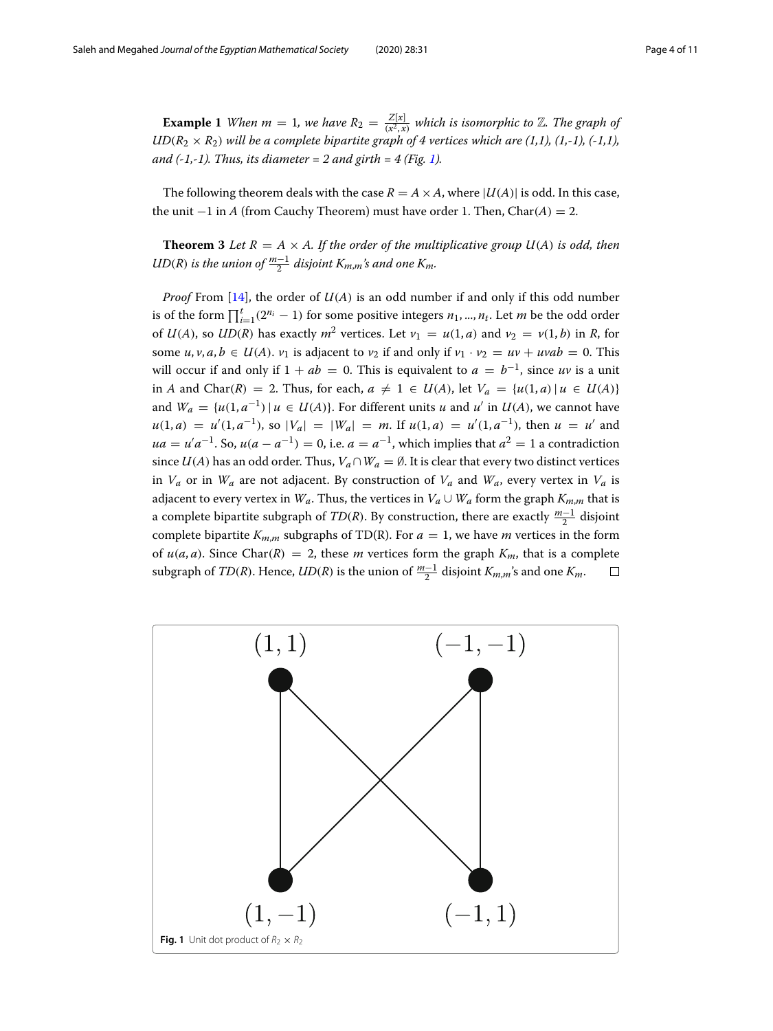**Example 1** *When $m = 1$, we have $R_2 = \frac{Z[x]}{(x^2,x)}$ which is isomorphic to $\mathbb{Z}$. The graph of $UD(R_2 \times R_2)$ will be a complete bipartite graph of 4 vertices which are (1,1), (1,-1), (-1,1), and (-1,-1). Thus, its diameter = 2 and girth = 4 (Fig. 1).*

The following theorem deals with the case $R = A \times A$, where $|U(A)|$ is odd. In this case, the unit $-1$ in $A$ (from Cauchy Theorem) must have order 1. Then, $\text{Char}(A) = 2$.

**Theorem 3** *Let $R = A \times A$. If the order of the multiplicative group $U(A)$ is odd, then $UD(R)$ is the union of $\frac{m-1}{2}$ disjoint $K_{m,m}$'s and one $K_m$.*

*Proof* From [14], the order of $U(A)$ is an odd number if and only if this odd number is of the form $\prod_{i=1}^{t}(2^{n_i} - 1)$ for some positive integers $n_1, ..., n_t$. Let $m$ be the odd order of $U(A)$, so $UD(R)$ has exactly $m^2$ vertices. Let $v_1 = u(1, a)$ and $v_2 = v(1, b)$ in $R$, for some $u, v, a, b \in U(A)$. $v_1$ is adjacent to $v_2$ if and only if $v_1 \cdot v_2 = uv + uvab = 0$. This will occur if and only if $1 + ab = 0$. This is equivalent to $a = b^{-1}$, since $uv$ is a unit in $A$ and $\text{Char}(R) = 2$. Thus, for each, $a \neq 1 \in U(A)$, let $V_a = \{u(1, a) \mid u \in U(A)\}$ and $W_a = \{u(1, a^{-1}) \mid u \in U(A)\}$. For different units $u$ and $u'$ in $U(A)$, we cannot have $u(1, a) = u'(1, a^{-1})$, so $|V_a| = |W_a| = m$. If $u(1, a) = u'(1, a^{-1})$, then $u = u'$ and $ua = u'a^{-1}$. So, $u(a - a^{-1}) = 0$, i.e. $a = a^{-1}$, which implies that $a^2 = 1$ a contradiction since $U(A)$ has an odd order. Thus, $V_a \cap W_a = \emptyset$. It is clear that every two distinct vertices in $V_a$ or in $W_a$ are not adjacent. By construction of $V_a$ and $W_a$, every vertex in $V_a$ is adjacent to every vertex in $W_a$. Thus, the vertices in $V_a \cup W_a$ form the graph $K_{m,m}$ that is a complete bipartite subgraph of $TD(R)$. By construction, there are exactly $\frac{m-1}{2}$ disjoint complete bipartite $K_{m,m}$ subgraphs of TD(R). For $a = 1$, we have $m$ vertices in the form of $u(a, a)$. Since $\text{Char}(R) = 2$, these $m$ vertices form the graph $K_m$, that is a complete subgraph of $TD(R)$. Hence, $UD(R)$ is the union of $\frac{m-1}{2}$ disjoint $K_{m,m}$'s and one $K_m$. □

**Fig. 1** Unit dot product of $R_2 \times R_2$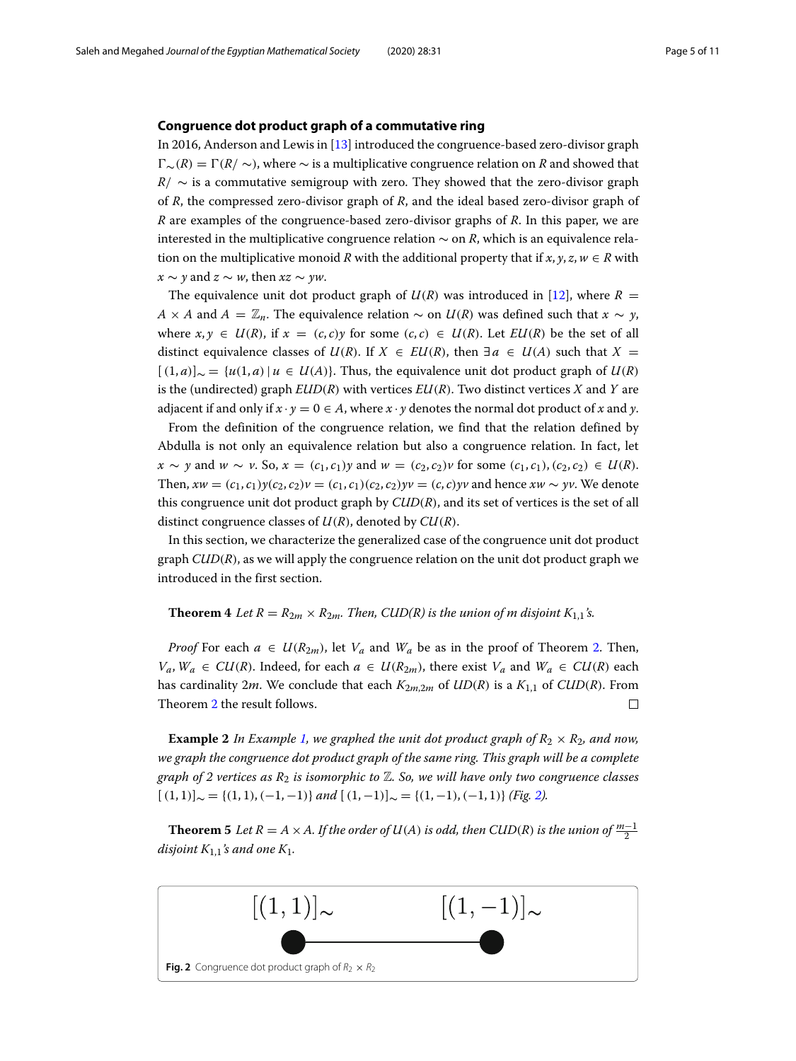### Congruence dot product graph of a commutative ring

In 2016, Anderson and Lewis in [13] introduced the congruence-based zero-divisor graph $\Gamma_\sim(R) = \Gamma(R/\sim)$, where $\sim$ is a multiplicative congruence relation on $R$ and showed that $R/\sim$ is a commutative semigroup with zero. They showed that the zero-divisor graph of $R$, the compressed zero-divisor graph of $R$, and the ideal based zero-divisor graph of $R$ are examples of the congruence-based zero-divisor graphs of $R$. In this paper, we are interested in the multiplicative congruence relation $\sim$ on $R$, which is an equivalence relation on the multiplicative monoid $R$ with the additional property that if $x, y, z, w \in R$ with $x \sim y$ and $z \sim w$, then $xz \sim yw$.

The equivalence unit dot product graph of $U(R)$ was introduced in [12], where $R = A \times A$ and $A = \mathbb{Z}_n$. The equivalence relation $\sim$ on $U(R)$ was defined such that $x \sim y$, where $x, y \in U(R)$, if $x = (c, c)y$ for some $(c, c) \in U(R)$. Let $EU(R)$ be the set of all distinct equivalence classes of $U(R)$. If $X \in EU(R)$, then $\exists a \in U(A)$ such that $X = [(1, a)]_\sim = \{u(1, a) \mid u \in U(A)\}$. Thus, the equivalence unit dot product graph of $U(R)$ is the (undirected) graph $EUD(R)$ with vertices $EU(R)$. Two distinct vertices $X$ and $Y$ are adjacent if and only if $x \cdot y = 0 \in A$, where $x \cdot y$ denotes the normal dot product of $x$ and $y$.

From the definition of the congruence relation, we find that the relation defined by Abdulla is not only an equivalence relation but also a congruence relation. In fact, let $x \sim y$ and $w \sim v$. So, $x = (c_1, c_1)y$ and $w = (c_2, c_2)v$ for some $(c_1, c_1), (c_2, c_2) \in U(R)$. Then, $xw = (c_1, c_1)y(c_2, c_2)v = (c_1, c_1)(c_2, c_2)yv = (c, c)yv$ and hence $xw \sim yv$. We denote this congruence unit dot product graph by $CUD(R)$, and its set of vertices is the set of all distinct congruence classes of $U(R)$, denoted by $CU(R)$.

In this section, we characterize the generalized case of the congruence unit dot product graph $CUD(R)$, as we will apply the congruence relation on the unit dot product graph we introduced in the first section.

**Theorem 4** *Let $R = R_{2m} \times R_{2m}$. Then, $CUD(R)$ is the union of $m$ disjoint $K_{1,1}$'s.*

*Proof* For each $a \in U(R_{2m})$, let $V_a$ and $W_a$ be as in the proof of Theorem 2. Then, $V_a, W_a \in CU(R)$. Indeed, for each $a \in U(R_{2m})$, there exist $V_a$ and $W_a \in CU(R)$ each has cardinality $2m$. We conclude that each $K_{2m,2m}$ of $UD(R)$ is a $K_{1,1}$ of $CUD(R)$. From Theorem 2 the result follows. □

**Example 2** *In Example 1, we graphed the unit dot product graph of $R_2 \times R_2$, and now, we graph the congruence dot product graph of the same ring. This graph will be a complete graph of 2 vertices as $R_2$ is isomorphic to $\mathbb{Z}$. So, we will have only two congruence classes $[(1, 1)]_\sim = \{(1, 1), (-1, -1)\}$ and $[(1, -1)]_\sim = \{(1, -1), (-1, 1)\}$ (Fig. 2).*

**Theorem 5** *Let $R = A \times A$. If the order of $U(A)$ is odd, then $CUD(R)$ is the union of $\frac{m-1}{2}$ disjoint $K_{1,1}$'s and one $K_1$.*

$[(1,1)]_\sim$ —— $[(1,-1)]_\sim$

**Fig. 2** Congruence dot product graph of $R_2 \times R_2$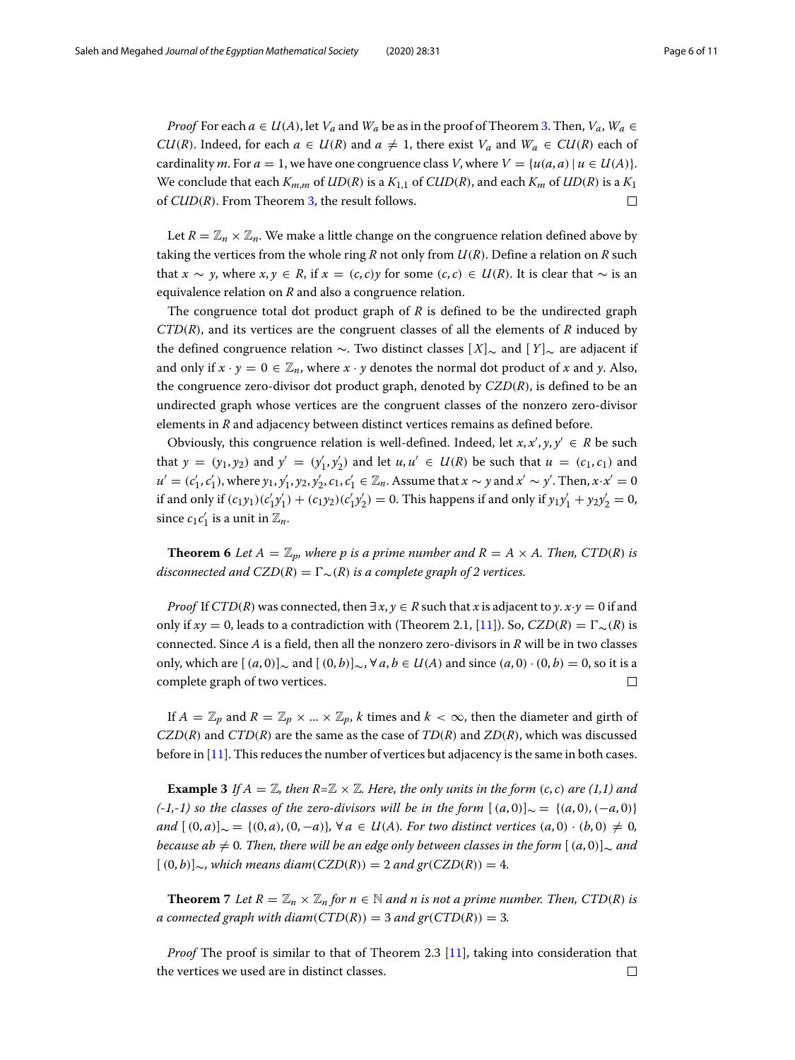*Proof* For each $a \in U(A)$, let $V_a$ and $W_a$ be as in the proof of Theorem 3. Then, $V_a, W_a \in CU(R)$. Indeed, for each $a \in U(R)$ and $a \neq 1$, there exist $V_a$ and $W_a \in CU(R)$ each of cardinality $m$. For $a = 1$, we have one congruence class $V$, where $V = \{u(a,a) \mid u \in U(A)\}$. We conclude that each $K_{m,m}$ of $UD(R)$ is a $K_{1,1}$ of $CUD(R)$, and each $K_m$ of $UD(R)$ is a $K_1$ of $CUD(R)$. From Theorem 3, the result follows. □

Let $R = \mathbb{Z}_n \times \mathbb{Z}_n$. We make a little change on the congruence relation defined above by taking the vertices from the whole ring $R$ not only from $U(R)$. Define a relation on $R$ such that $x \sim y$, where $x, y \in R$, if $x = (c,c)y$ for some $(c,c) \in U(R)$. It is clear that $\sim$ is an equivalence relation on $R$ and also a congruence relation.

The congruence total dot product graph of $R$ is defined to be the undirected graph $CTD(R)$, and its vertices are the congruent classes of all the elements of $R$ induced by the defined congruence relation $\sim$. Two distinct classes $[X]_\sim$ and $[Y]_\sim$ are adjacent if and only if $x \cdot y = 0 \in \mathbb{Z}_n$, where $x \cdot y$ denotes the normal dot product of $x$ and $y$. Also, the congruence zero-divisor dot product graph, denoted by $CZD(R)$, is defined to be an undirected graph whose vertices are the congruent classes of the nonzero zero-divisor elements in $R$ and adjacency between distinct vertices remains as defined before.

Obviously, this congruence relation is well-defined. Indeed, let $x, x', y, y' \in R$ be such that $y = (y_1, y_2)$ and $y' = (y'_1, y'_2)$ and let $u, u' \in U(R)$ be such that $u = (c_1, c_1)$ and $u' = (c'_1, c'_1)$, where $y_1, y'_1, y_2, y'_2, c_1, c'_1 \in \mathbb{Z}_n$. Assume that $x \sim y$ and $x' \sim y'$. Then, $x \cdot x' = 0$ if and only if $(c_1y_1)(c'_1y'_1) + (c_1y_2)(c'_1y'_2) = 0$. This happens if and only if $y_1y'_1 + y_2y'_2 = 0$, since $c_1c'_1$ is a unit in $\mathbb{Z}_n$.

**Theorem 6** *Let $A = \mathbb{Z}_p$, where $p$ is a prime number and $R = A \times A$. Then, $CTD(R)$ is disconnected and $CZD(R) = \Gamma_\sim(R)$ is a complete graph of 2 vertices.*

*Proof* If $CTD(R)$ was connected, then $\exists\, x, y \in R$ such that $x$ is adjacent to $y$. $x \cdot y = 0$ if and only if $xy = 0$, leads to a contradiction with (Theorem 2.1, [11]). So, $CZD(R) = \Gamma_\sim(R)$ is connected. Since $A$ is a field, then all the nonzero zero-divisors in $R$ will be in two classes only, which are $[(a,0)]_\sim$ and $[(0,b)]_\sim$, $\forall\, a, b \in U(A)$ and since $(a,0) \cdot (0,b) = 0$, so it is a complete graph of two vertices. □

If $A = \mathbb{Z}_p$ and $R = \mathbb{Z}_p \times \ldots \times \mathbb{Z}_p$, $k$ times and $k < \infty$, then the diameter and girth of $CZD(R)$ and $CTD(R)$ are the same as the case of $TD(R)$ and $ZD(R)$, which was discussed before in [11]. This reduces the number of vertices but adjacency is the same in both cases.

**Example 3** *If $A = \mathbb{Z}$, then $R$=$\mathbb{Z} \times \mathbb{Z}$. Here, the only units in the form $(c,c)$ are (1,1) and (-1,-1) so the classes of the zero-divisors will be in the form $[(a,0)]_\sim = \{(a,0), (-a,0)\}$ and $[(0,a)]_\sim = \{(0,a), (0,-a)\}$, $\forall\, a \in U(A)$. For two distinct vertices $(a,0) \cdot (b,0) \neq 0$, because $ab \neq 0$. Then, there will be an edge only between classes in the form $[(a,0)]_\sim$ and $[(0,b)]_\sim$, which means $diam(CZD(R)) = 2$ and $gr(CZD(R)) = 4$.*

**Theorem 7** *Let $R = \mathbb{Z}_n \times \mathbb{Z}_n$ for $n \in \mathbb{N}$ and $n$ is not a prime number. Then, $CTD(R)$ is a connected graph with $diam(CTD(R)) = 3$ and $gr(CTD(R)) = 3$.*

*Proof* The proof is similar to that of Theorem 2.3 [11], taking into consideration that the vertices we used are in distinct classes. □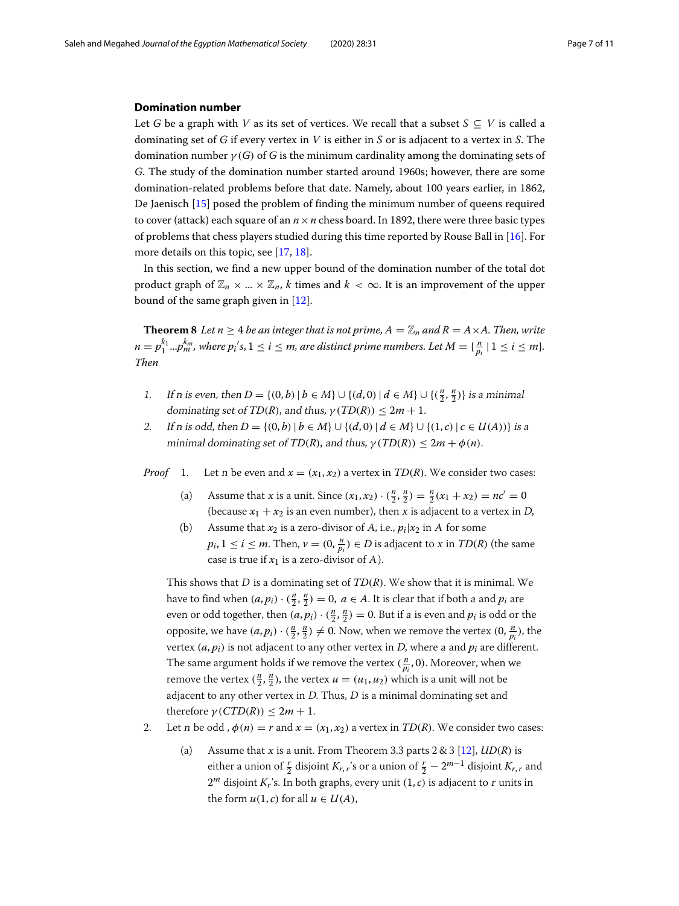## Domination number

Let $G$ be a graph with $V$ as its set of vertices. We recall that a subset $S \subseteq V$ is called a dominating set of $G$ if every vertex in $V$ is either in $S$ or is adjacent to a vertex in $S$. The domination number $\gamma(G)$ of $G$ is the minimum cardinality among the dominating sets of $G$. The study of the domination number started around 1960s; however, there are some domination-related problems before that date. Namely, about 100 years earlier, in 1862, De Jaenisch [15] posed the problem of finding the minimum number of queens required to cover (attack) each square of an $n \times n$ chess board. In 1892, there were three basic types of problems that chess players studied during this time reported by Rouse Ball in [16]. For more details on this topic, see [17, 18].

In this section, we find a new upper bound of the domination number of the total dot product graph of $\mathbb{Z}_n \times ... \times \mathbb{Z}_n$, $k$ times and $k < \infty$. It is an improvement of the upper bound of the same graph given in [12].

**Theorem 8** *Let $n \geq 4$ be an integer that is not prime, $A = \mathbb{Z}_n$ and $R = A \times A$. Then, write $n = p_1^{k_1}...p_m^{k_m}$, where $p_i$'s, $1 \leq i \leq m$, are distinct prime numbers. Let $M = \{\frac{n}{p_i} \mid 1 \leq i \leq m\}$. Then*

1. *If n is even, then $D = \{(0,b) \mid b \in M\} \cup \{(d,0) \mid d \in M\} \cup \{(\frac{n}{2}, \frac{n}{2})\}$ is a minimal dominating set of $TD(R)$, and thus, $\gamma(TD(R)) \leq 2m + 1$.*
2. *If n is odd, then $D = \{(0,b) \mid b \in M\} \cup \{(d,0) \mid d \in M\} \cup \{(1,c) \mid c \in U(A))\}$ is a minimal dominating set of $TD(R)$, and thus, $\gamma(TD(R)) \leq 2m + \phi(n)$.*

*Proof* 1. Let $n$ be even and $x = (x_1, x_2)$ a vertex in $TD(R)$. We consider two cases:

   (a) Assume that $x$ is a unit. Since $(x_1, x_2) \cdot (\frac{n}{2}, \frac{n}{2}) = \frac{n}{2}(x_1 + x_2) = nc' = 0$ (because $x_1 + x_2$ is an even number), then $x$ is adjacent to a vertex in $D$,

   (b) Assume that $x_2$ is a zero-divisor of $A$, i.e., $p_i | x_2$ in $A$ for some $p_i, 1 \leq i \leq m$. Then, $v = (0, \frac{n}{p_i}) \in D$ is adjacent to $x$ in $TD(R)$ (the same case is true if $x_1$ is a zero-divisor of $A$).

   This shows that $D$ is a dominating set of $TD(R)$. We show that it is minimal. We have to find when $(a, p_i) \cdot (\frac{n}{2}, \frac{n}{2}) = 0$, $a \in A$. It is clear that if both a and $p_i$ are even or odd together, then $(a, p_i) \cdot (\frac{n}{2}, \frac{n}{2}) = 0$. But if $a$ is even and $p_i$ is odd or the opposite, we have $(a, p_i) \cdot (\frac{n}{2}, \frac{n}{2}) \neq 0$. Now, when we remove the vertex $(0, \frac{n}{p_i})$, the vertex $(a, p_i)$ is not adjacent to any other vertex in $D$, where $a$ and $p_i$ are different. The same argument holds if we remove the vertex $(\frac{n}{p_i}, 0)$. Moreover, when we remove the vertex $(\frac{n}{2}, \frac{n}{2})$, the vertex $u = (u_1, u_2)$ which is a unit will not be adjacent to any other vertex in $D$. Thus, $D$ is a minimal dominating set and therefore $\gamma(CTD(R)) \leq 2m + 1$.

2. Let $n$ be odd , $\phi(n) = r$ and $x = (x_1, x_2)$ a vertex in $TD(R)$. We consider two cases:

   (a) Assume that $x$ is a unit. From Theorem 3.3 parts 2 & 3 [12], $UD(R)$ is either a union of $\frac{r}{2}$ disjoint $K_{r,r}$'s or a union of $\frac{r}{2} - 2^{m-1}$ disjoint $K_{r,r}$ and $2^m$ disjoint $K_r$'s. In both graphs, every unit $(1, c)$ is adjacent to $r$ units in the form $u(1, c)$ for all $u \in U(A)$,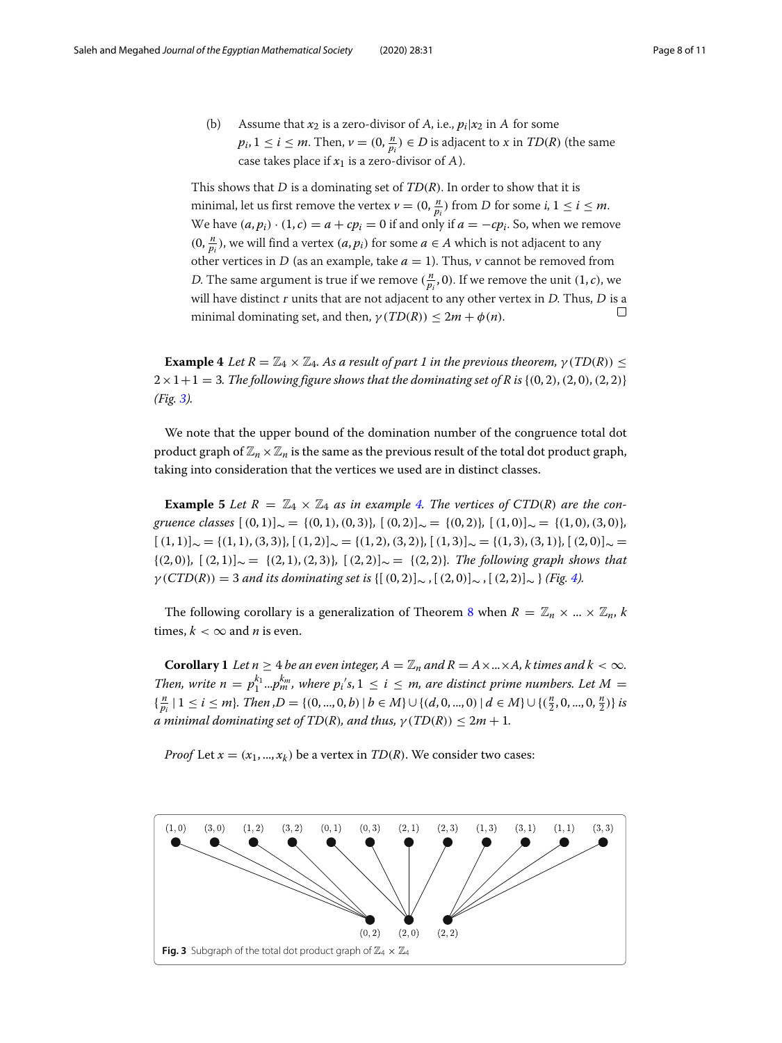(b) Assume that $x_2$ is a zero-divisor of $A$, i.e., $p_i | x_2$ in $A$ for some $p_i, 1 \leq i \leq m$. Then, $v = (0, \frac{n}{p_i}) \in D$ is adjacent to $x$ in $TD(R)$ (the same case takes place if $x_1$ is a zero-divisor of $A$).

This shows that $D$ is a dominating set of $TD(R)$. In order to show that it is minimal, let us first remove the vertex $v = (0, \frac{n}{p_i})$ from $D$ for some $i$, $1 \leq i \leq m$. We have $(a, p_i) \cdot (1, c) = a + cp_i = 0$ if and only if $a = -cp_i$. So, when we remove $(0, \frac{n}{p_i})$, we will find a vertex $(a, p_i)$ for some $a \in A$ which is not adjacent to any other vertices in $D$ (as an example, take $a = 1$). Thus, $v$ cannot be removed from $D$. The same argument is true if we remove $(\frac{n}{p_i}, 0)$. If we remove the unit $(1, c)$, we will have distinct $r$ units that are not adjacent to any other vertex in $D$. Thus, $D$ is a minimal dominating set, and then, $\gamma(TD(R)) \leq 2m + \phi(n)$. □

**Example 4** *Let $R = \mathbb{Z}_4 \times \mathbb{Z}_4$. As a result of part 1 in the previous theorem, $\gamma(TD(R)) \leq 2 \times 1 + 1 = 3$. The following figure shows that the dominating set of $R$ is $\{(0, 2), (2, 0), (2, 2)\}$ (Fig. 3).*

We note that the upper bound of the domination number of the congruence total dot product graph of $\mathbb{Z}_n \times \mathbb{Z}_n$ is the same as the previous result of the total dot product graph, taking into consideration that the vertices we used are in distinct classes.

**Example 5** *Let $R = \mathbb{Z}_4 \times \mathbb{Z}_4$ as in example 4. The vertices of $CTD(R)$ are the congruence classes $[(0, 1)]_\sim = \{(0, 1), (0, 3)\}$, $[(0, 2)]_\sim = \{(0, 2)\}$, $[(1, 0)]_\sim = \{(1, 0), (3, 0)\}$, $[(1, 1)]_\sim = \{(1, 1), (3, 3)\}$, $[(1, 2)]_\sim = \{(1, 2), (3, 2)\}$, $[(1, 3)]_\sim = \{(1, 3), (3, 1)\}$, $[(2, 0)]_\sim = \{(2, 0)\}$, $[(2, 1)]_\sim = \{(2, 1), (2, 3)\}$, $[(2, 2)]_\sim = \{(2, 2)\}$. The following graph shows that $\gamma(CTD(R)) = 3$ and its dominating set is $\{[(0, 2)]_\sim, [(2, 0)]_\sim, [(2, 2)]_\sim\}$ (Fig. 4).*

The following corollary is a generalization of Theorem 8 when $R = \mathbb{Z}_n \times ... \times \mathbb{Z}_n$, $k$ times, $k < \infty$ and $n$ is even.

**Corollary 1** *Let $n \geq 4$ be an even integer, $A = \mathbb{Z}_n$ and $R = A \times ... \times A$, $k$ times and $k < \infty$. Then, write $n = p_1^{k_1} ... p_m^{k_m}$, where $p_i$'s, $1 \leq i \leq m$, are distinct prime numbers. Let $M = \{\frac{n}{p_i} \mid 1 \leq i \leq m\}$. Then, $D = \{(0, ..., 0, b) \mid b \in M\} \cup \{(d, 0, ..., 0) \mid d \in M\} \cup \{(\frac{n}{2}, 0, ..., 0, \frac{n}{2})\}$ is a minimal dominating set of $TD(R)$, and thus, $\gamma(TD(R)) \leq 2m + 1$.*

*Proof* Let $x = (x_1, ..., x_k)$ be a vertex in $TD(R)$. We consider two cases:

**Fig. 3** Subgraph of the total dot product graph of $\mathbb{Z}_4 \times \mathbb{Z}_4$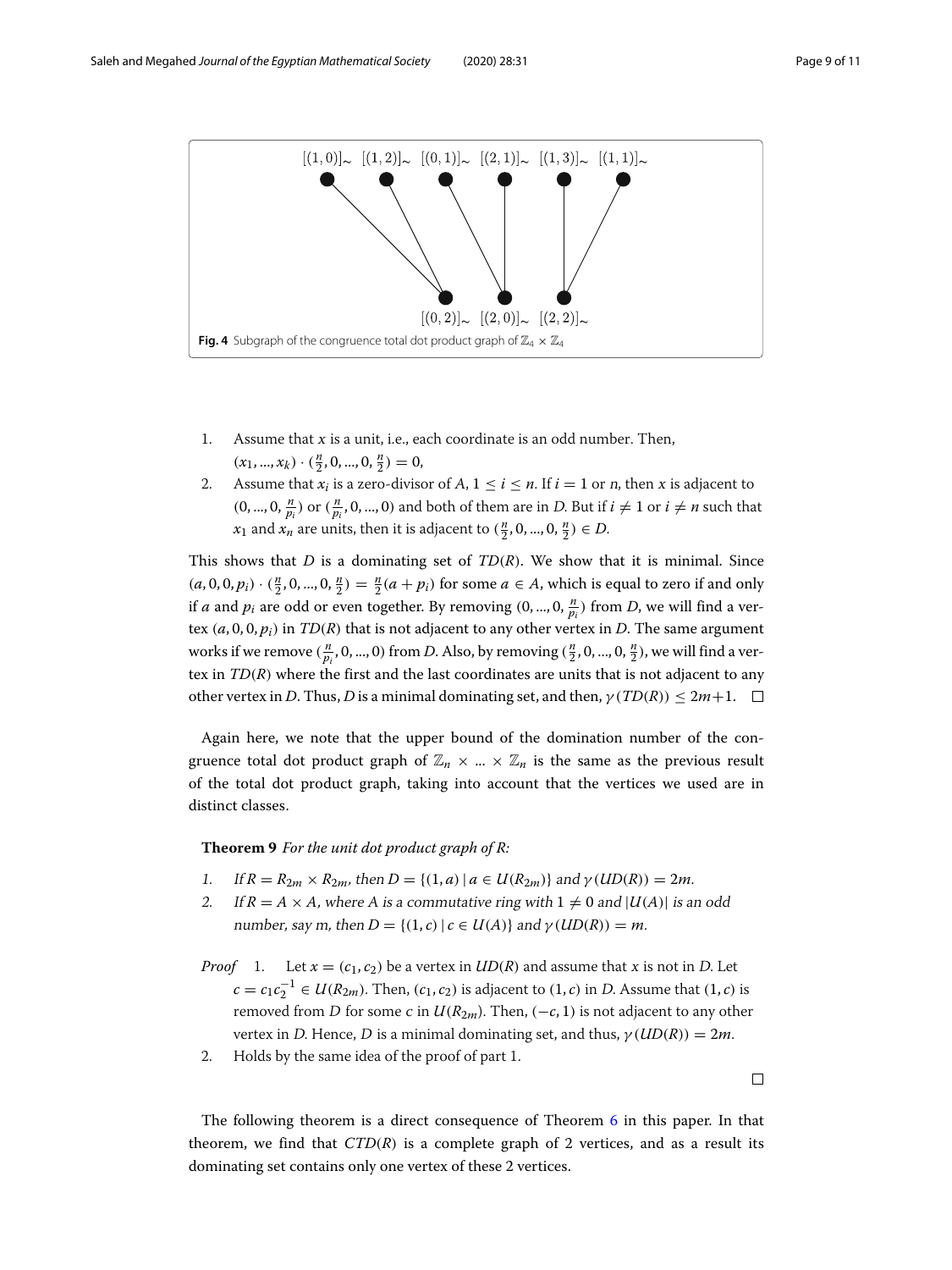**Fig. 4** Subgraph of the congruence total dot product graph of $\mathbb{Z}_4 \times \mathbb{Z}_4$

1. Assume that $x$ is a unit, i.e., each coordinate is an odd number. Then, $(x_1, ..., x_k) \cdot (\frac{n}{2}, 0, ..., 0, \frac{n}{2}) = 0$,
2. Assume that $x_i$ is a zero-divisor of $A$, $1 \leq i \leq n$. If $i = 1$ or $n$, then $x$ is adjacent to $(0, ..., 0, \frac{n}{p_i})$ or $(\frac{n}{p_i}, 0, ..., 0)$ and both of them are in $D$. But if $i \neq 1$ or $i \neq n$ such that $x_1$ and $x_n$ are units, then it is adjacent to $(\frac{n}{2}, 0, ..., 0, \frac{n}{2}) \in D$.

This shows that $D$ is a dominating set of $TD(R)$. We show that it is minimal. Since $(a, 0, 0, p_i) \cdot (\frac{n}{2}, 0, ..., 0, \frac{n}{2}) = \frac{n}{2}(a + p_i)$ for some $a \in A$, which is equal to zero if and only if $a$ and $p_i$ are odd or even together. By removing $(0, ..., 0, \frac{n}{p_i})$ from $D$, we will find a vertex $(a, 0, 0, p_i)$ in $TD(R)$ that is not adjacent to any other vertex in $D$. The same argument works if we remove $(\frac{n}{p_i}, 0, ..., 0)$ from $D$. Also, by removing $(\frac{n}{2}, 0, ..., 0, \frac{n}{2})$, we will find a vertex in $TD(R)$ where the first and the last coordinates are units that is not adjacent to any other vertex in $D$. Thus, $D$ is a minimal dominating set, and then, $\gamma(TD(R)) \leq 2m+1$. □

Again here, we note that the upper bound of the domination number of the congruence total dot product graph of $\mathbb{Z}_n \times ... \times \mathbb{Z}_n$ is the same as the previous result of the total dot product graph, taking into account that the vertices we used are in distinct classes.

**Theorem 9** *For the unit dot product graph of R:*

1. *If $R = R_{2m} \times R_{2m}$, then $D = \{(1, a) \mid a \in U(R_{2m})\}$ and $\gamma(UD(R)) = 2m$.*
2. *If $R = A \times A$, where $A$ is a commutative ring with $1 \neq 0$ and $|U(A)|$ is an odd number, say $m$, then $D = \{(1, c) \mid c \in U(A)\}$ and $\gamma(UD(R)) = m$.*

*Proof*

1. Let $x = (c_1, c_2)$ be a vertex in $UD(R)$ and assume that $x$ is not in $D$. Let $c = c_1 c_2^{-1} \in U(R_{2m})$. Then, $(c_1, c_2)$ is adjacent to $(1, c)$ in $D$. Assume that $(1, c)$ is removed from $D$ for some $c$ in $U(R_{2m})$. Then, $(-c, 1)$ is not adjacent to any other vertex in $D$. Hence, $D$ is a minimal dominating set, and thus, $\gamma(UD(R)) = 2m$.
2. Holds by the same idea of the proof of part 1.

□

The following theorem is a direct consequence of Theorem 6 in this paper. In that theorem, we find that $CTD(R)$ is a complete graph of 2 vertices, and as a result its dominating set contains only one vertex of these 2 vertices.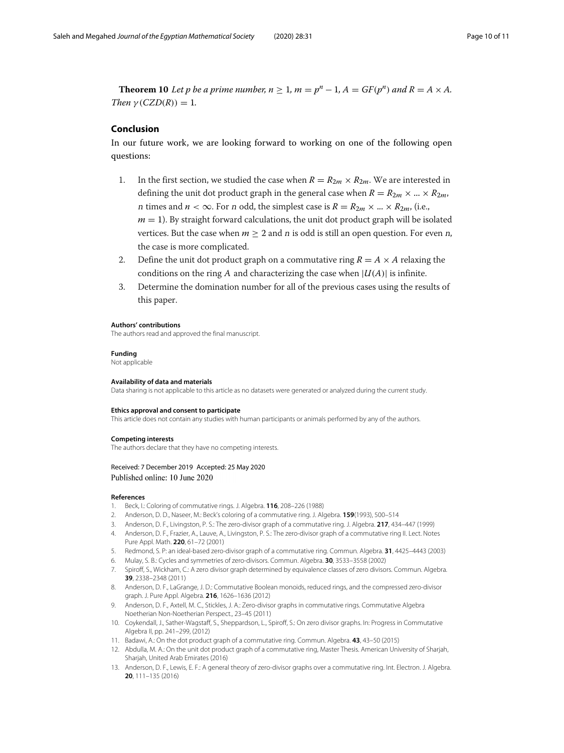**Theorem 10** *Let p be a prime number,* $n \geq 1$*,* $m = p^n - 1$*,* $A = GF(p^n)$ *and* $R = A \times A$*. Then* $\gamma(CZD(R)) = 1$*.*

## Conclusion

In our future work, we are looking forward to working on one of the following open questions:

1. In the first section, we studied the case when $R = R_{2m} \times R_{2m}$. We are interested in defining the unit dot product graph in the general case when $R = R_{2m} \times ... \times R_{2m}$, $n$ times and $n < \infty$. For $n$ odd, the simplest case is $R = R_{2m} \times ... \times R_{2m}$, (i.e., $m = 1$). By straight forward calculations, the unit dot product graph will be isolated vertices. But the case when $m \geq 2$ and $n$ is odd is still an open question. For even $n$, the case is more complicated.
2. Define the unit dot product graph on a commutative ring $R = A \times A$ relaxing the conditions on the ring $A$ and characterizing the case when $|U(A)|$ is infinite.
3. Determine the domination number for all of the previous cases using the results of this paper.

#### Authors' contributions
The authors read and approved the final manuscript.

#### Funding
Not applicable

#### Availability of data and materials
Data sharing is not applicable to this article as no datasets were generated or analyzed during the current study.

#### Ethics approval and consent to participate
This article does not contain any studies with human participants or animals performed by any of the authors.

#### Competing interests
The authors declare that they have no competing interests.

Received: 7 December 2019 Accepted: 25 May 2020
Published online: 10 June 2020

#### References
1. Beck, I.: Coloring of commutative rings. J. Algebra. **116**, 208–226 (1988)
2. Anderson, D. D., Naseer, M.: Beck's coloring of a commutative ring. J. Algebra. **159**(1993), 500–514
3. Anderson, D. F., Livingston, P. S.: The zero-divisor graph of a commutative ring. J. Algebra. **217**, 434–447 (1999)
4. Anderson, D. F., Frazier, A., Lauve, A., Livingston, P. S.: The zero-divisor graph of a commutative ring II. Lect. Notes Pure Appl. Math. **220**, 61–72 (2001)
5. Redmond, S. P: an ideal-based zero-divisor graph of a commutative ring. Commun. Algebra. **31**, 4425–4443 (2003)
6. Mulay, S. B.: Cycles and symmetries of zero-divisors. Commun. Algebra. **30**, 3533–3558 (2002)
7. Spiroff, S., Wickham, C.: A zero divisor graph determined by equivalence classes of zero divisors. Commun. Algebra. **39**, 2338–2348 (2011)
8. Anderson, D. F., LaGrange, J. D.: Commutative Boolean monoids, reduced rings, and the compressed zero-divisor graph. J. Pure Appl. Algebra. **216**, 1626–1636 (2012)
9. Anderson, D. F., Axtell, M. C., Stickles, J. A.: Zero-divisor graphs in commutative rings. Commutative Algebra Noetherian Non-Noetherian Perspect., 23–45 (2011)
10. Coykendall, J., Sather-Wagstaff, S., Sheppardson, L., Spiroff, S.: On zero divisor graphs. In: Progress in Commutative Algebra II, pp. 241–299, (2012)
11. Badawi, A.: On the dot product graph of a commutative ring. Commun. Algebra. **43**, 43–50 (2015)
12. Abdulla, M. A.: On the unit dot product graph of a commutative ring, Master Thesis. American University of Sharjah, Sharjah, United Arab Emirates (2016)
13. Anderson, D. F., Lewis, E. F.: A general theory of zero-divisor graphs over a commutative ring. Int. Electron. J. Algebra. **20**, 111–135 (2016)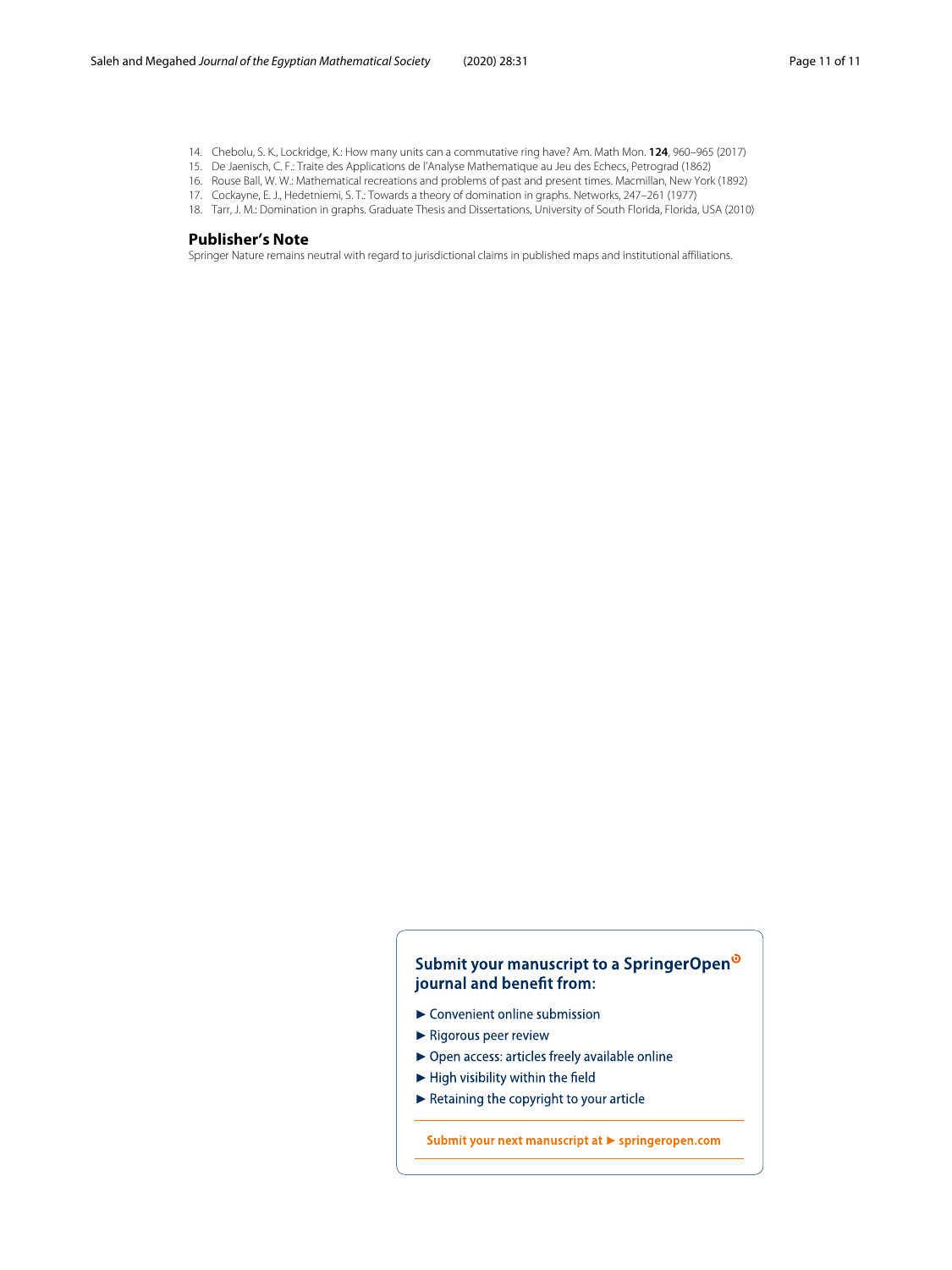14. Chebolu, S. K., Lockridge, K.: How many units can a commutative ring have? Am. Math Mon. **124**, 960–965 (2017)
15. De Jaenisch, C. F.: Traite des Applications de l'Analyse Mathematique au Jeu des Echecs, Petrograd (1862)
16. Rouse Ball, W. W.: Mathematical recreations and problems of past and present times. Macmillan, New York (1892)
17. Cockayne, E. J., Hedetniemi, S. T.: Towards a theory of domination in graphs. Networks, 247–261 (1977)
18. Tarr, J. M.: Domination in graphs. Graduate Thesis and Dissertations, University of South Florida, Florida, USA (2010)

### Publisher's Note

Springer Nature remains neutral with regard to jurisdictional claims in published maps and institutional affiliations.

**Submit your manuscript to a SpringerOpen journal and benefit from:**

- Convenient online submission
- Rigorous peer review
- Open access: articles freely available online
- High visibility within the field
- Retaining the copyright to your article

**Submit your next manuscript at ▶ springeropen.com**